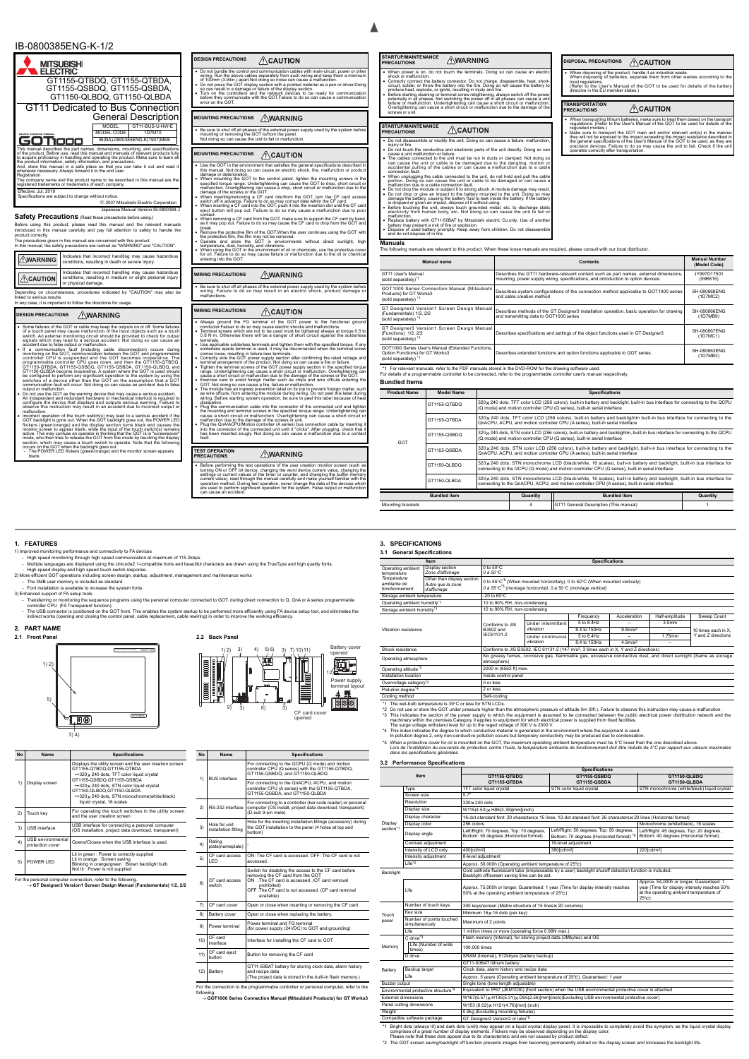# IB-0800385ENG-K-1/2

MITSUBISHI ELECTRIC

## GT1155-QTBDQ, GT1155-QTBDA, GT1155-QSBDQ, GT1155-QSBDA, GT1150-QLBDQ, GT1150-QLBDA

## GT11 Dedicated to Bus Connection General Description

| MODEL | GT11-BUS-U-H/W-E |
|---|---|
| MODEL CODE | 1D7M70 |
| | IB(NA)-0800385ENG-K(1907)MEE |

GOT1000

This manual describes the part names, dimensions, mounting, and specifications of the product. Before use, read this manual and manuals of relevant products fully to acquire proficiency in handling and operating the product. Make sure to learn all the product information, safety information, and precautions.
And, store this manual in a safe place so that you can take it out and read it whenever necessary. Always forward it to the end user.
Registration
The company name and the product name to be described in this manual are the registered trademarks or trademarks of each company.

Effective: Jul. 2019
Specifications are subject to change without notice.

© 2007 Mitsubishi Electric Corporation

Japanese Manual Version IB-0800384-J

### Safety Precautions (Read these precautions before using.)

Before using this product, please read this manual and the relevant manuals introduced in this manual carefully and pay full attention to safety to handle the product correctly.
The precautions given in this manual are concerned with this product.
In this manual, the safety precautions are ranked as "WARNING" and "CAUTION".

| | |
|---|---|
| WARNING | Indicates that incorrect handling may cause hazardous conditions, resulting in death or severe injury. |
| CAUTION | Indicates that incorrect handling may cause hazardous conditions, resulting in medium or slight personal injury or physical damage. |

Depending on circumstances, procedures indicated by "CAUTION" may also be linked to serious results.
In any case, it is important to follow the directions for usage.

#### DESIGN PRECAUTIONS — WARNING

- Some failures of the GOT or cable may keep the outputs on or off. Some failures of a touch panel may cause malfunction of the input objects such as a touch switch. An external monitoring circuit should be provided to check for output signals which may lead to a serious accident. Not doing so can cause an accident due to false output or malfunction.
- If a communication fault (including cable disconnection) occurs during monitoring on the GOT, communication between the GOT and programmable controller CPU is suspended and the GOT becomes inoperative. The programmable controller CPU goes down, and then the GT1155-QTBDQ, GT1155-QTBDA, GT1155-QSBDQ, GT1155-QSBDA, GT1150-QLBDQ, and GT1150-QLBDA become inoperative. A system where the GOT is used should be configured to perform any significant operation to the system by using the switches of a device other than the GOT on the assumption that a GOT communication fault will occur. Not doing so can cause an accident due to false output or malfunction.
- Do not use the GOT as the warning device that may cause a serious accident. An independent and redundant hardware or mechanical interlock is required to configure the device that displays and outputs serious warning. Failure to observe this instruction may result in an accident due to incorrect output or malfunction.
- Incorrect operation of the touch switch(s) may lead to a serious accident if the GOT backlight is gone out. When the GOT backlight goes out, the POWER LED flickers (green/orange) and the display section turns black and causes the monitor screen to appear blank, while the input of the touch switch(s) remains active. This may confuse an operator in thinking that the GOT is in "screensaver" mode, who then tries to release the GOT from this mode by touching the display section, which may cause a touch switch to operate. Note that the following occurs on the GOT when the backlight goes out.
  - The POWER LED flickers (green/orange) and the monitor screen appears blank

#### DESIGN PRECAUTIONS — CAUTION

- Do not bundle the control and communication cables with main-circuit, power or other wiring. Run the above cables separately from such wiring and keep them a minimum of 100mm (3.94in.) apart.Not doing so noise can cause a malfunction.
- Do not press the GOT display section with a pointed material as a pen or driver.Doing so can result in a damage or failure of the display section.
- Turn on the controllers and the network devices to be ready for communication before they communicate with the GOT.Failure to do so can cause a communication error on the GOT.

#### MOUNTING PRECAUTIONS — WARNING

- Be sure to shut off all phases of the external power supply used by the system before mounting or removing the GOT to/from the panel.
  Not doing so can cause the unit to fail or malfunction.

#### MOUNTING PRECAUTIONS — CAUTION

- Use the GOT in the environment that satisfies the general specifications described in this manual. Not doing so can cause an electric shock, fire, malfunction or product damage or deterioration.
- When mounting the GOT to the control panel, tighten the mounting screws in the specified torque range. Undertightening can cause the GOT to drop, short circuit or malfunction. Overtightening can cause a drop, short circuit or malfunction due to the damage of the screws or the GOT.
- When inserting/removing a CF card into/from the GOT, turn the CF card access switch off in advance. Failure to do so may corrupt data within the CF card.
- When inserting a CF card into the GOT, push it into the insertion slot until the CF card eject button will pop out. Failure to do so may cause a malfunction due to poor contact.
- When removing a CF card from the GOT, make sure to support the CF card by hand, as it may pop out. Failure to do so may cause the CF card to drop from the GOT and break.
- Remove the protective film of the GOT.When the user continues using the GOT with the protective film, the film may not be removed.
- Operate and store the GOT in environments without direct sunlight, high temperature, dust, humidity, and vibrations.
- When using the GOT in the environment of oil or chemicals, use the protective cover for oil. Failure to do so may cause failure or malfunction due to the oil or chemical entering into the GOT.

#### WIRING PRECAUTIONS — WARNING

- Be sure to shut off all phases of the external power supply used by the system before wiring. Failure to do so may result in an electric shock, product damage or malfunctions.

#### WIRING PRECAUTIONS — CAUTION

- Always ground the FG terminal of the GOT power to the functional ground conductor.Failure to do so may cause electric shocks and malfunctions.
- Terminal screws which are not to be used must be tightened always at torque 0.5 to 0.8 N·m. Otherwise there will be a danger of short circuit against the solderless terminals.
- Use applicable solderless terminals and tighten them with the specified torque. If any solderless spade terminal is used, it may be disconnected when the terminal screw comes loose, resulting in failure.
- Correctly wire the GOT power supply section after confirming the rated voltage and terminal arrangement of the product. Not doing so can cause a fire or failure.
- Tighten the terminal screws of the GOT power supply section in the specified torque range. Undertightening can cause a short circuit or malfunction. Overtightening can cause a short circuit or malfunction due to the damage of the screws or the GOT.
- Exercise care to avoid foreign matter such as chips and wire offcuts entering the GOT. Not doing so can cause a fire, failure or malfunction.
- The module has an ingress prevention label on its top to prevent foreign matter, such as wire offcuts, from entering the module during wiring. Do not peel this label during wiring. Before starting system operation, be sure to peel this label because of heat dissipation.
- Plug the communication cable into the connector of the connected unit and tighten the mounting and terminal screws in the specified torque range. Undertightening can cause a short circuit or malfunction. Overtightening can cause a short circuit or malfunction due to the damage of the screws or unit.
- Plug the QnA/ACPU/Motion controller (A series) bus connection cable by inserting it into the connector of the connected unit until it "clicks". After plugging, check that it has been inserted snugly. Not doing so can cause a malfunction due to a contact fault.

#### TEST OPERATION PRECAUTIONS — WARNING

- Before performing the test operations of the user creation monitor screen (such as turning ON or OFF bit device, changing the word device current value, changing the settings or current values of the timer or counter, and changing the buffer memory current value), read through the manual carefully and make yourself familiar with the operation method. During test operation, never change the data of the devices which are used to perform significant operation for the system. False output or malfunction can cause an accident.

#### STARTUP/MAINTENANCE PRECAUTIONS — WARNING

- When power is on, do not touch the terminals. Doing so can cause an electric shock or malfunction.
- Correctly connect the battery connector. Do not charge, disassemble, heat, short-circuit, solder, or throw the battery into the fire. Doing so will cause the battery to produce heat, explode, or ignite, resulting in injury and fire.
- Before starting cleaning or terminal screw retightening, always switch off the power externally in all phases. Not switching the power off in all phases can cause a unit failure or malfunction. Undertightening can cause a short circuit or malfunction. Overtightening can cause a short circuit or malfunction due to the damage of the screws or unit.

#### STARTUP/MAINTENANCE PRECAUTIONS — CAUTION

- Do not disassemble or modify the unit. Doing so can cause a failure, malfunction, injury or fire.
- Do not touch the conductive and electronic parts of the unit directly. Doing so can cause a unit malfunction or failure.
- The cables connected to the unit must be run in ducts or clamped. Not doing so can cause the unit or cable to be damaged due to the dangling, motion or accidental pulling of the cables or can cause a malfunction due to a cable connection fault.
- When unplugging the cable connected to the unit, do not hold and pull the cable portion. Doing so can cause the unit or cable to be damaged or can cause a malfunction due to a cable connection fault.
- Do not drop the module or subject it to strong shock. A module damage may result.
- Do not drop or give an impact to the battery mounted to the unit. Doing so may damage the battery, causing the battery fluid to leak inside the battery. If the battery is dropped or given an impact, dispose of it without using.
- Before touching the unit, always touch grounded metal, etc. to discharge static electricity from human body, etc. Not doing so can cause the unit to fail or malfunction.
- Replace battery with GT11-50BAT by Mitsubishi electric Co.only. Use of another battery may present a risk of fire or explosion.
- Dispose of used battery promptly. Keep away from children. Do not disassemble and do not dispose of in fire.

#### DISPOSAL PRECAUTIONS — CAUTION

- When disposing of the product, handle it as industrial waste.
  When disposing of batteries, separate them from other wastes according to the local regulations.
  (Refer to the User's Manual of the GOT to be used for details of the battery directive in the EU member states.)

#### TRANSPORTATION PRECAUTIONS — CAUTION

- When transporting lithium batteries, make sure to treat them based on the transport regulations. (Refer to the User's Manual of the GOT to be used for details of the regulated models.)
- Make sure to transport the GOT main unit and/or relevant unit(s) in the manner they will not be exposed to the impact exceeding the impact resistance described in the general specifications of the User's Manual of the GOT to be used, as they are precision devices. Failure to do so may cause the unit to fail. Check if the unit operates correctly after transportation.

### Manuals

The following manuals are relevant to this product. When these loose manuals are required, please consult with our local distributor.

| Manual name | Contents | Manual Number (Model Code) |
|---|---|---|
| GT11 User's Manual (sold separately)*1 | Describes the GT11 hardware-relevant content such as part names, external dimensions, mounting, power supply wiring, specifications, and introduction to option devices. | JY997D17501 (09R815) |
| GOT1000 Series Connection Manual (Mitsubishi Products) for GT Works3 (sold separately)*1 | Describes system configurations of the connection method applicable to GOT1000 series and cable creation method | SH-080868ENG (1D7MC2) |
| GT Designer3 Version1 Screen Design Manual (Fundamentals) 1/2, 2/2 (sold separately)*1 | Describes methods of the GT Designer3 installation operation, basic operation for drawing and transmitting data to GOT1000 series | SH-080866ENG (1D7MB9) |
| GT Designer3 Version1 Screen Design Manual (Functions) 1/2, 2/2 (sold separately)*1 | Describes specifications and settings of the object functions used in GT Designer3 | SH-080867ENG (1D7MC1) |
| GOT1000 Series User's Manual (Extended Functions, Option Functions) for GT Works3 (sold separately)*1 | Describes extended functions and option functions applicable to GOT series. | SH-080863ENG (1D7MB3) |

*1 For relevant manuals, refer to the PDF manuals stored in the DVD-ROM for the drawing software used.
For details of a programmable controller to be connected, refer to the programmable controller user's manual respectively.

### Bundled Items

| Product Name | Model Name | Specifications |
|---|---|---|
| GOT | GT1155-QTBDQ | 320×240 dots, TFT color LCD (256 colors), built-in battery and backlight, built-in bus interface for connecting to the QCPU (Q mode) and motion controller CPU (Q series), built-in serial interface |
| | GT1155-QTBDA | 320×240 dots, TFT color LCD (256 colors), built-in battery and backlight, built-in bus interface for connecting to the QnACPU, ACPU, and motion controller CPU (A series), built-in serial interface |
| | GT1155-QSBDQ | 320×240 dots, STN color LCD (256 colors), built-in battery and backlight, built-in bus interface for connecting to the QCPU (Q mode) and motion controller CPU (Q series), built-in serial interface |
| | GT1155-QSBDA | 320×240 dots, STN color LCD (256 colors), built-in battery and backlight, built-in bus interface for connecting to the QnACPU, ACPU, and motion controller CPU (A series), built-in serial interface |
| | GT1150-QLBDQ | 320×240 dots, STN monochrome LCD (black/white, 16 scales), built-in battery and backlight, built-in bus interface for connecting to the QCPU (Q mode) and motion controller CPU (Q series), built-in serial interface |
| | GT1150-QLBDA | 320×240 dots, STN monochrome LCD (black/white, 16 scales), built-in battery and backlight, built-in bus interface for connecting to the QnACPU, ACPU, and motion controller CPU (A series), built-in serial interface |

| Bundled item | Quantity | Bundled item | Quantity |
|---|---|---|---|
| Mounting brackets | 4 | GT11 General Description (This manual) | 1 |

## 1. FEATURES

1) Improved monitoring performance and connectivity to FA devices
   - High speed monitoring through high speed communication at maximum of 115.2kbps.
   - Multiple languages are displayed using the Unicode2.1-compatible fonts and beautiful characters are drawn using the TrueType and high quality fonts.
   - High speed display and high speed touch switch response.
2) More efficient GOT operations including screen design, startup, adjustment, management and maintenance works
   - The 3MB user memory is included as standard.
   - Font installation is available to increase the system fonts.
3) Enhanced support of FA setup tools
   - Transferring or monitoring the sequence programs using the personal computer connected to GOT, during direct connection to Q, QnA or A series programmable controller CPU (FA Transparent function).
   - The USB connector is positioned on the GOT front. This enables the system startup to be performed more efficiently using FA device setup tool, and eliminates the indirect works (opening and closing the control panel, cable replacement, cable rewiring) in order to improve the working efficiency.

## 2. PART NAME

### 2.1 Front Panel

| No | Name | Specifications |
|---|---|---|
| 1) | Display screen | Displays the utility screen and the user creation screen. GT1155-QTBDQ,GT1155-QTBDA ···320×240 dots, TFT color liquid crystal GT1155-QSBDQ,GT1155-QSBDA ···320×240 dots, STN color liquid crystal GT1150-QLBDQ,GT1150-QLBDA ···320×240 dots, STN monochrome(white/black) liquid crystal, 16 scales |
| 2) | Touch key | For operating the touch switches in the utility screen and the user creation screen |
| 3) | USB interface | USB interface for connecting a personal computer (OS installation, project data download, transparent) |
| 4) | USB environmental protection cover | Opens/Closes when the USB interface is used. |
| 5) | POWER LED | Lit in green : Power is correctly supplied<br>Lit in orange : Screen saving<br>Blinking in orange/green : Blown backlight bulb<br>Not lit : Power is not supplied |

For the personal computer connection, refer to the following.
→ GT Designer3 Version1 Screen Design Manual (Fundamentals) 1/2, 2/2

### 2.2 Back Panel

| No | Name | Specifications |
|---|---|---|
| 1) | BUS interface | For connecting to the QCPU (Q mode) and motion controller CPU (Q series) with the GT1155-QTBDQ, GT1155-QSBDQ, and GT1150-QLBDQ<br>For connecting to the QnACPU, ACPU, and motion controller CPU (A series) with the GT1155-QTBDA, GT1155-QSBDA, and GT1150-QLBDA |
| 2) | RS-232 interface | For connecting to a controller (bar code reader) or personal computer (OS install, project data download, transparent) (D-sub 9-pin male) |
| 3) | Hole for unit installation fitting | Hole for the inserting installation fittings (accessory) during the GOT installation to the panel (4 holes at top and bottom) |
| 4) | Rating plate(nameplate) | - |
| 5) | CF card access LED | ON: The CF card is accessed. OFF: The CF card is not accessed. |
| 6) | CF card access switch | Switch for disabling the access to the CF card before removing the CF card from the GOT<br>ON :The CF card is accessed. (CF card removal prohibited)<br>OFF :The CF card is not accessed. (CF card removal available) |
| 7) | CF card cover | Open or close when inserting or removing the CF card. |
| 8) | Battery cover | Open or close when replacing the battery. |
| 9) | Power terminal | Power terminal and FG terminal (for power supply (24VDC) to GOT and grounding) |
| 10) | CF card interface | Interface for installing the CF card to GOT |
| 11) | CF card eject button | Button for removing the CF card |
| 12) | Battery | GT11-50BAT battery for storing clock data, alarm history and recipe data<br>(The project data is stored in the built-in flash memory.) |

For the connection to the programmable controller or personal computer, refer to the following.
→ GOT1000 Series Connection Manual (Mitsubishi Products) for GT Works3

## 3. SPECIFICATIONS

### 3.1 General Specifications

| Item | | Specifications | | | | |
|---|---|---|---|---|---|---|
| Operating ambient temperature / Température ambiente de fonctionnement | Display section / Zone d'affichage | 0 to 50°C / 0 à 50°C | | | | |
| | Other than display section / Autre que la zone d'affichage | 0 to 55°C*5 (When mounted horizontally), 0 to 50°C (When mounted vertically) / 0 à 55°C*5 (montage horizontal), 0 à 50°C (montage vertical) | | | | |
| Storage ambient temperature | | -20 to 60°C | | | | |
| Operating ambient humidity*1 | | 10 to 90% RH, non-condensing | | | | |
| Storage ambient humidity*1 | | 10 to 90% RH, non-condensing | | | | |
| Vibration resistance | Conforms to JIS B3502 and IEC61131-2 | | Frequency | Acceleration | Half-amplitude | Sweep Count |
| | | Under intermittent vibration | 5 to 8.4Hz | - | 3.5mm | 10 times each in X, Y and Z directions |
| | | | 8.4 to 150Hz | 9.8m/s² | - | |
| | | Under continuous vibration | 5 to 8.4Hz | - | 1.75mm | - |
| | | | 8.4 to 150Hz | 4.9m/s² | - | |
| Shock resistance | | Conforms to JIS B3502, IEC 61131-2 (147 m/s², 3 times each in X, Y and Z directions) | | | | |
| Operating atmosphere | | No greasy fumes, corrosive gas, flammable gas, excessive conductive dust, and direct sunlight (Same as storage atmosphere) | | | | |
| Operating altitude*2 | | 2000 m (6562 ft) max. | | | | |
| Installation location | | Inside control panel | | | | |
| Overvoltage category*3 | | II or less | | | | |
| Pollution degree*4 | | 2 or less | | | | |
| Cooling method | | Self-cooling | | | | |

*1 The wet-bulb temperature is 39°C or less for STN LCDs.
*2 Do not use or store the GOT under pressure higher than the atmospheric pressure of altitude 0m (0ft.). Failure to observe this instruction may cause a malfunction.
*3 This indicates the section of the power supply to which the equipment is assumed to be connected between the public electrical power distribution network and the machinery within the premises.Category II applies to equipment for which electrical power is supplied from fixed facilities.
The surge voltage withstand level for up to the rated voltage of 300 V is 2500 V.
*4 This index indicates the degree to which conductive material is generated in the environment where the equipment is used.
In pollution degree 2, only non-conductive pollution occurs but temporary conductivity may be produced due to condensation.
*5 When a protective cover for oil is mounted on the GOT, the maximum operating ambient temperature must be 5°C lower than the one described above.
*Lors de l'installation du couvercle de protection contre l'huile, la température ambiante de fonctionnement doit être réduite de 5°C par rapport aux valeurs maximales dans les spécifications générales.*

### 3.2 Performance Specifications

| Item | | GT1155-QTBDQ / GT1155-QTBDA | GT1155-QSBDQ / GT1155-QSBDA | GT1150-QLBDQ / GT1150-QLBDA |
|---|---|---|---|---|
| Display section*1 | Type | TFT color liquid crystal | STN color liquid crystal | STN monochrome(white/black) liquid crystal |
| | Screen size | 5.7" | | |
| | Resolution | 320×240 dots | | |
| | Display size | W115(4.53)×H86(3.39)[mm](inch) | | |
| | Display character | 16-dot standard font: 20 characters×15 lines, 12-dot standard font: 26 characters×20 lines (Horizontal format) | | |
| | Display color | 256 colors | | Monochrome (white/black), 16 scales |
| | Display angle | Left/Right: 70 degrees, Top: 70 degrees, Bottom: 60 degrees (Horizontal format) | Left/Right: 50 degrees, Top: 50 degrees, Bottom: 70 degrees (Horizontal format) *4 | Left/Right: 45 degrees, Top: 20 degrees, Bottom: 40 degrees (Horizontal format) |
| | Contrast adjustment | - | 16-level adjustment | |
| | Intensity of LCD only | 400[cd/m²] | 380[cd/m²] | 220[cd/m²] |
| | Intensity adjustment | 8-level adjustment | | |
| | Life*2 | Approx. 50,000h (Operating ambient temperature of 25°C) | | |
| Backlight | | Cold cathode fluorescent tube (irreplaceable by a user) backlight shutoff detection function is included. Backlight off/screen saving time can be set. | | |
| | Life | Approx. 75,000h or longer, Guaranteed: 1 year (Time for display intensity reaches 50% at the operating ambient temperature of 25°C) | | Approx. 54,000h or longer, Guaranteed: 1 year (Time for display intensity reaches 50% at the operating ambient temperature of 25°C) |
| Touch panel | Number of touch keys | 300 keys/screen (Matrix structure of 15 lines×20 columns) | | |
| | Key size | Minimum 16×16 dots (per key) | | |
| | Number of points touched simultaneously | Maximum of 2 points | | |
| | Life | 1 million times or more (operating force 0.98N max.) | | |
| Memory | C drive*3 | Flash memory (Internal), for storing project data (3Mbytes) and OS | | |
| | Life (Number of write times) | 100,000 times | | |
| | D drive | SRAM (Internal), 512kbytes (battery backup) | | |
| Battery | | GT11-50BAT lithium battery | | |
| | Backup target | Clock data, alarm history and recipe data | | |
| | Life | Approx. 5 years (Operating ambient temperature of 25°C), Guaranteed: 1 year | | |
| Buzzer output | | Single tone (tone length adjustable) | | |
| Environmental protective structure*4 | | Equivalent to IP67 (JEM1030) (front section) when the USB environmental protective cover is attached | | |
| External dimensions | | W167(6.57)×H135(5.31)×D65(2.56)[mm](inch)(Excluding USB environmental protective cover) | | |
| Panel cutting dimensions | | W153 (6.02)×H121(4.76)[mm] (inch) | | |
| Weight | | 0.9kg (Excluding mounting fixtures) | | |
| Compatible software package | | GT Designer2 Version2 or later*5 | | |

*1 Bright dots (always lit) and dark dots (unlit) may appear on a liquid crystal display panel. It is impossible to completely avoid this symptom, as the liquid crystal display comprises of a great number of display elements. Flickers may be observed depending on the display color.
Please note that these dots appear due to its characteristic and are not caused by product defect.
*2 The GOT screen saving/backlight off function prevents images from becoming permanently etched on the display screen and increases the backlight life.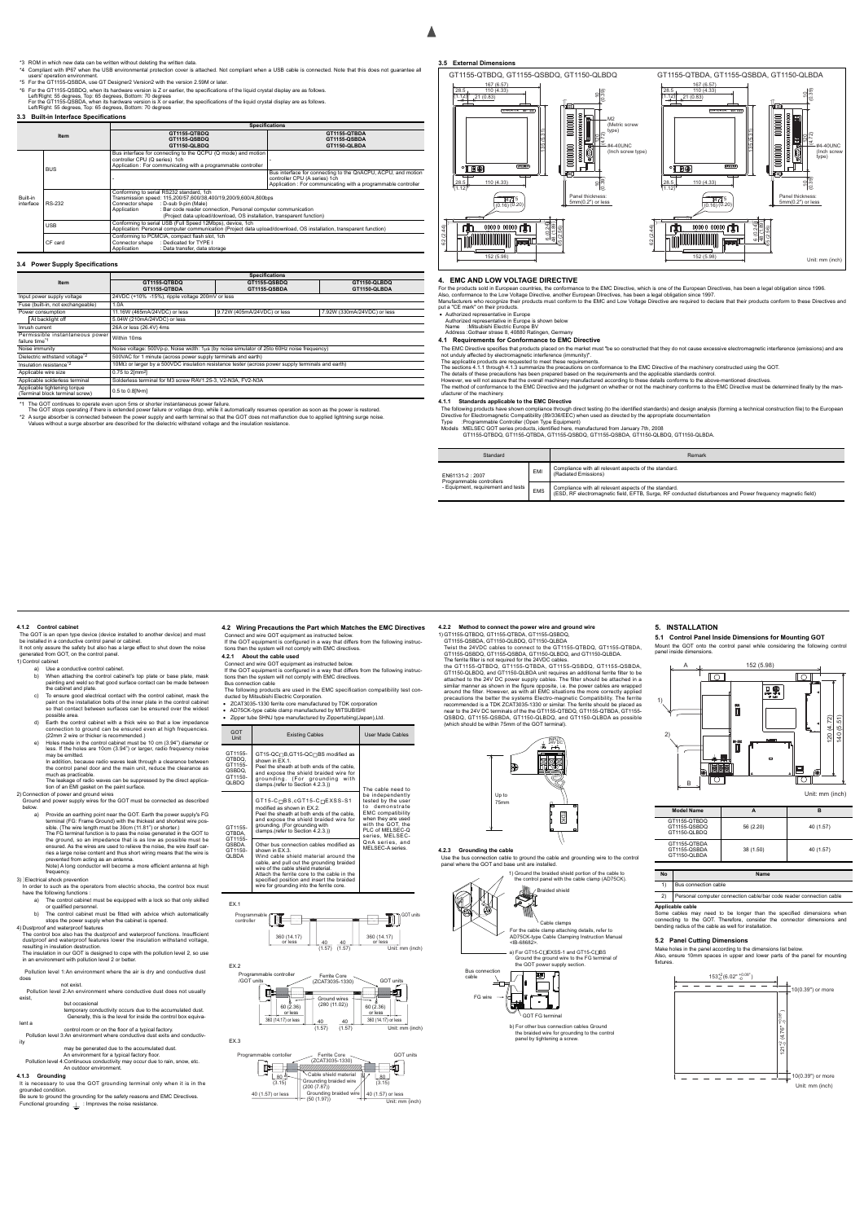*3 ROM in which new data can be written without deleting the written data.
*4 Compliant with IP67 when the USB environmental protection cover is attached. Not compliant when a USB cable is connected. Note that this does not guarantee all users' operation environment.
*5 For the GT1155-QSBDA, use GT Designer2 Version2 with the version 2.59M or later.
*6 For the GT1155-QSBDQ, when its hardware version is Z or earlier, the specifications of the liquid crystal display are as follows.
Left/Right: 55 degrees, Top: 65 degrees, Bottom: 70 degrees
For the GT1155-QSBDA, when its hardware version is X or earlier, the specifications of the liquid crystal display are as follows.
Left/Right: 55 degrees, Top: 65 degrees, Bottom: 70 degrees

### 3.3 Built-in Interface Specifications

| Item | | Specifications | |
|---|---|---|---|
| | | GT1155-QTBDQ GT1155-QSBDQ GT1150-QLBDQ | GT1155-QTBDA GT1155-QSBDA GT1150-QLBDA |
| Built-in interface | BUS | Bus interface for connecting to the QCPU (Q mode) and motion controller CPU (Q series) 1ch Application : For communicating with a programmable controller | - |
| | | - | Bus interface for connecting to the QnACPU, ACPU, and motion controller CPU (A series) 1ch Application : For communicating with a programmable controller |
| | RS-232 | Conforming to serial RS232 standard, 1ch Transmission speed: 115,200/57,600/38,400/19,200/9,600/4,800bps Connector shape : D-sub 9-pin (Male) Application : Bar code reader connection, Personal computer communication (Project data upload/download, OS installation, transparent function) | |
| | USB | Conforming to serial USB (Full Speed 12Mbps), device, 1ch Application: Personal computer communication (Project data upload/download, OS installation, transparent function) | |
| | CF card | Conforming to PCMCIA, compact flash slot, 1ch Connector shape : Dedicated for TYPE I Application : Data transfer, data storage | |

### 3.4 Power Supply Specifications

| Item | Specifications | | |
|---|---|---|---|
| | GT1155-QTBDQ GT1155-QTBDA | GT1155-QSBDQ GT1155-QSBDA | GT1150-QLBDQ GT1150-QLBDA |
| Input power supply voltage | 24VDC (+10% -15%), ripple voltage 200mV or less | | |
| Fuse (built-in, not exchangeable) | 1.0A | | |
| Power consumption | 11.16W (465mA/24VDC) or less | 9.72W (405mA/24VDC) or less | 7.92W (330mA/24VDC) or less |
| At backlight off | 5.04W (210mA/24VDC) or less | | |
| Inrush current | 26A or less (26.4V) 4ms | | |
| Permissible instantaneous power failure time*1 | Within 10ms | | |
| Noise immunity | Noise voltage: 500Vp-p, Noise width: 1μs (by noise simulator of 25to 60Hz noise frequency) | | |
| Dielectric withstand voltage*2 | 500VAC for 1 minute (across power supply terminals and earth) | | |
| Insulation resistance*2 | 10MΩ or larger by a 500VDC insulation resistance tester (across power supply terminals and earth) | | |
| Applicable wire size | 0.75 to 2[mm²] | | |
| Applicable solderless terminal | Solderless terminal for M3 screw RAV1.25-3, V2-N3A, FV2-N3A | | |
| Applicable tightening torque (Terminal block terminal screw) | 0.5 to 0.8[N•m] | | |

*1 The GOT continues to operate even upon 5ms or shorter instantaneous power failure.
The GOT stops operating if there is extended power failure or voltage drop, while it automatically resumes operation as soon as the power is restored.
*2 A surge absorber is connected between the power supply and earth terminal so that the GOT does not malfunction due to applied lightning surge noise.
Values without a surge absorber are described for the dielectric withstand voltage and the insulation resistance.

### 3.5 External Dimensions

GT1155-QTBDQ, GT1155-QSBDQ, GT1150-QLBDQ

GT1155-QTBDA, GT1155-QSBDA, GT1150-QLBDA

167 (6.57), 110 (4.33), 28.5 (1.12), 21 (0.83), 10 (0.39), 135 (5.31), 120 (4.72), M2 (Metric screw type), #4-40UNC (Inch screw type), Panel thickness: 5mm(0.2") or less, 4 (0.16), 5 (0.20), 62 (2.44), 152 (5.98)

Unit: mm (inch)

## 4. EMC AND LOW VOLTAGE DIRECTIVE

For the products sold in European countries, the conformance to the EMC Directive, which is one of the European Directives, has been a legal obligation since 1996.
Also, conformance to the Low Voltage Directive, another European Directives, has been a legal obligation since 1997.
Manufacturers who recognize their products must conform to the EMC and Low Voltage Directive are required to declare that their products conform to these Directives and put a "CE mark" on their products.

- Authorized representative in Europe
  Authorized representative in Europe is shown below
  Name : Mitsubishi Electric Europe BV
  Address : Gothaer strase 8, 40880 Ratingen, Germany

### 4.1 Requirements for Conformance to EMC Directive

The EMC Directive specifies that products placed on the market must "be so constructed that they do not cause excessive electromagnetic interference (emissions) and are not unduly affected by electromagnetic interference (immunity)".
The applicable products are requested to meet these requirements.
The sections 4.1.1 through 4.1.3 summarize the precautions on conformance to the EMC Directive of the machinery constructed using the GOT.
The details of these precautions has been prepared based on the requirements and the applicable standards control.
However, we will not assure that the overall machinery manufactured according to these details conforms to the above-mentioned directives.
The method of conformance to the EMC Directive and the judgment on whether or not the machinery conforms to the EMC Directive must be determined finally by the manufacturer of the machinery.

#### 4.1.1 Standards applicable to the EMC Directive

The following products have shown compliance through direct testing (to the identified standards) and design analysis (forming a technical construction file) to the European Directive for Electromagnetic Compatibility (89/336/EEC) when used as directed by the appropriate documentation
Type :Programmable Controller (Open Type Equipment)
Models :MELSEC GOT series products, identified here, manufactured from January 7th, 2008
GT1155-QTBDQ, GT1155-QTBDA, GT1155-QSBDQ, GT1155-QSBDA, GT1150-QLBDQ, GT1150-QLBDA.

| Standard | | Remark |
|---|---|---|
| EN61131-2 : 2007 Programmable controllers - Equipment, requirement and tests | EMI | Compliance with all relevant aspects of the standard. (Radiated Emissions) |
| | EMS | Compliance with all relevant aspects of the standard. (ESD, RF electromagnetic field, EFTB, Surge, RF conducted disturbances and Power frequency magnetic field) |

#### 4.1.2 Control cabinet

The GOT is an open type device (device installed to another device) and must be installed in a conductive control panel or cabinet.
It not only assure the safety but also has a large effect to shut down the noise generated from GOT, on the control panel.

1) Control cabinet
   a) Use a conductive control cabinet.
   b) When attaching the control cabinet's top plate or base plate, mask painting and weld so that good surface contact can be made between the cabinet and plate.
   c) To ensure good electrical contact with the control cabinet, mask the paint on the installation bolts of the inner plate in the control cabinet so that contact between surfaces can be ensured over the widest possible area.
   d) Earth the control cabinet with a thick wire so that a low impedance connection to ground can be ensured even at high frequencies. (22mm 2 wire or thicker is recommended.)
   e) Holes made in the control cabinet must be 10 cm (3.94") diameter or less. If the holes are 10cm (3.94") or larger, radio frequency noise may be emitted.
   In addition, because radio waves leak through a clearance between the control panel door and the main unit, reduce the clearance as much as practicable.
   The leakage of radio waves can be suppressed by the direct application of an EMI gasket on the paint surface.
2) Connection of power and ground wires
   Ground and power supply wires for the GOT must be connected as described below.
   a) Provide an earthing point near the GOT. Earth the power supply's FG terminal (FG: Frame Ground) with the thickest and shortest wire possible. (The wire length must be 30cm (11.81") or shorter.)
   The FG terminal function is to pass the noise generated in the GOT to the ground, so an impedance that is as low as possible must be ensured. As the wires are used to relieve the noise, the wire itself carries a large noise content and thus short wiring means that the wire is prevented from acting as an antenna.
   Note) A long conductor will become a more efficient antenna at high frequency.
3) Electrical shock prevention
   In order to such as the operators from electric shocks, the control box must have the following functions :
   a) The control cabinet must be equipped with a lock so that only skilled or qualified personnel.
   b) The control cabinet must be fitted with advice which automatically stops the power supply when the cabinet is opened.
4) Dustproof and waterproof features
   The control box also has the dustproof and waterproof functions. Insufficient dustproof and waterproof features lower the insulation withstand voltage, resulting in insulation destruction.
   The insulation in our GOT is designed to cope with the pollution level 2, so use in an environment with pollution level 2 or better.

Pollution level 1:An environment where the air is dry and conductive dust does not exist.
Pollution level 2:An environment where conductive dust does not usually exist, but occasional temporary conductivity occurs due to the accumulated dust. Generally, this is the level for inside the control box equivalent a control room or on the floor of a typical factory.
Pollution level 3:An environment where conductive dust exits and conductivity may be generated due to the accumulated dust. An environment for a typical factory floor.
Pollution level 4:Continuous conductivity may occur due to rain, snow, etc. An outdoor environment.

#### 4.1.3 Grounding

It is necessary to use the GOT grounding terminal only when it is in the grounded condition.
Be sure to ground the grounding for the safety reasons and EMC Directives.
Functional grounding : Improves the noise resistance.

### 4.2 Wiring Precautions the Part which Matches the EMC Directives

Connect and wire GOT equipment as instructed below.
If the GOT equipment is configured in a way that differs from the following instructions then the system will not comply with EMC directives.

#### 4.2.1 About the cable used

Connect and wire GOT equipment as instructed below.
If the GOT equipment is configured in a way that differs from the following instructions then the system will not comply with EMC directives.
Bus connection cable
The following products are used in the EMC specification compatibility test conducted by Mitsubishi Electric Corporation.

- ZCAT3035-1330 ferrite core manufactured by TDK corporation
- AD75CK-type cable clamp manufactured by MITSUBISHI
- Zipper tube SHNJ type manufactured by Zippertubing(Japan),Ltd.

| GOT Unit | Existing Cables | User Made Cables |
|---|---|---|
| GT1155-QTBDQ, GT1155-QSBDQ, GT1150-QLBDQ | GT15-QC□B,GT15-QC□BS modified as shown in EX.1. Peel the sheath at both ends of the cable, and expose the shield braided wire for grounding. (For grounding with clamps.(refer to Section 4.2.3 )) | The cable need to be independently tested by the user to demonstrate EMC compatibility when they are used with the GOT, the PLC of MELSEC-Q series, MELSEC-QnA series, and MELSEC-A series. |
| GT1155-QTBDA, GT1155-QSBDA, GT1150-QLBDA | GT15-C□BS, cGT15-C□EXSS-1 modified as shown in EX.2. Peel the sheath at both ends of the cable, and expose the shield braided wire for grounding. (For grounding with clamps.(refer to Section 4.2.3.)) | |
| | Other bus connection cables modified as shown in EX.3. Wind cable shield material around the cable, and pull out the grounding braided wire of the cable shield material. Attach the ferrite core to the cable in the specified position and insert the braided wire for grounding into the ferrite core. | |

EX.1
Programmable controller — GOT units; 360 (14.17) or less, 40 (1.57), 40 (1.57), 360 (14.17) or less. Unit: mm (inch)

EX.2
Programmable controller /GOT units — Ferrite Core (ZCAT3035-1330) — GOT units; Ground wires 280 (11.02); 60 (2.36) or less; 360 (14.17) or less; 40 (1.57); 40 (1.57). Unit: mm (inch)

EX.3
Programmable contoller — Ferrite Core (ZCAT3035-1330) — GOT units; 80 (3.15); Cable shield material; Grounding braided wire 200 (7.87); Grounding braided wire 50 (1.97); 40 (1.57) or less. Unit: mm (inch)

#### 4.2.2 Method to connect the power wire and ground wire

1) GT1155-QTBDQ, GT1155-QTBDA, GT1155-QSBDQ, GT1155-QSBDA, GT1150-QLBDQ, GT1150-QLBDA
   Twist the 24VDC cables to connect to the GT1155-QTBDQ, GT1155-QTBDA, GT1155-QSBDQ, GT1155-QSBDA, GT1150-QLBDQ, and GT1150-QLBDA.
   The ferrite filter is not required for the 24VDC cables.
   the GT1155-QTBDQ, GT1155-QTBDA, GT1155-QSBDQ, GT1155-QSBDA, GT1150-QLBDQ, and GT1150-QLBDA unit requires an additional ferrite filter to be attached to the 24V DC power supply cables. The filter should be attached in a similar manner as shown in the figure opposite, i.e. the power cables are wrapped around the filter. However, as with all EMC situations the more correctly applied precautions the better the systems Electro-magnetic Compatibility. The ferrite recommended is a TDK ZCAT3035-1330 or similar. The ferrite should be placed as near to the 24V DC terminals of the the GT1155-QTBDQ, GT1155-QTBDA, GT1155-QSBDQ, GT1155-QSBDA, GT1150-QLBDQ, and GT1150-QLBDA as possible (which should be within 75mm of the GOT terminal).

Up to 75mm

#### 4.2.3 Grounding the cable

Use the bus connection cable to ground the cable and grounding wire to the control panel where the GOT and base unit are installed.

1) Ground the braided shield portion of the cable to the control panel with the cable clamp (AD75CK).
   Braided shield
   Cable clamps
   For the cable clamp attaching details, refer to AD75CK-type Cable Clamping Instruction Manual <IB-68682>.
   a) For GT15-C□EXSS-1 and GT15-C□BS
   Ground the ground wire to the FG terminal of the GOT power supply section.
   Bus connection cable
   FG wire
   GOT FG terminal
   b) For other bus connection cables Ground the braided wire for grounding to the control panel by tightening a screw.

## 5. INSTALLATION

### 5.1 Control Panel Inside Dimensions for Mounting GOT

Mount the GOT onto the control panel while considering the following control panel inside dimensions.

A, 152 (5.98), B, 120 (4.72), 140 (5.51), 1), 2)

Unit: mm (inch)

| Model Name | A | B |
|---|---|---|
| GT1155-QTBDQ GT1155-QSBDQ GT1150-QLBDQ | 56 (2.20) | 40 (1.57) |
| GT1155-QTBDA GT1155-QSBDA GT1150-QLBDA | 38 (1.50) | 40 (1.57) |

| No | Name |
|---|---|
| 1) | Bus connection cable |
| 2) | Personal computer connection cable/bar code reader connection cable |

**Applicable cable**
Some cables may need to be longer than the specified dimensions when connecting to the GOT. Therefore, consider the connector dimensions and bending radius of the cable as well for installation.

### 5.2 Panel Cutting Dimensions

Make holes in the panel according to the dimensions list below.
Also, ensure 10mm spaces in upper and lower parts of the panel for mounting fixtures.

$153^{+2}_{-0}$ ($6.02^{+0.08}_{-0}$), $121^{+2}_{-0}$ ($4.76^{+0.08}_{-0}$), 10(0.39") or more, 10(0.39") or more

Unit: mm (inch)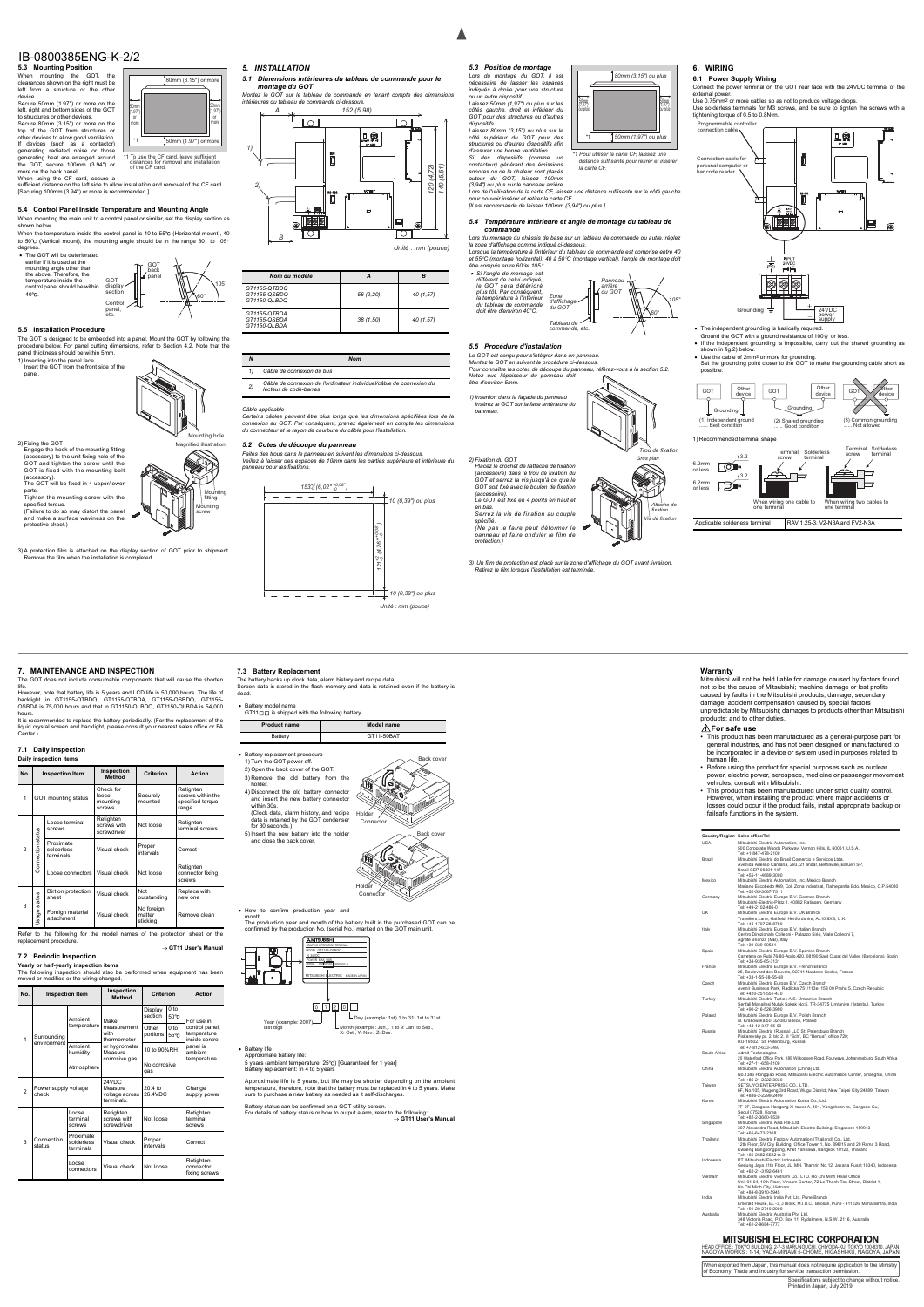# IB-0800385ENG-K-2/2

### 5.3 Mounting Position

When mounting the GOT, the clearances shown on the right must be left from a structure or the other device.

Secure 50mm (1.97") or more on the left, right and bottom sides of the GOT to structures or other devices.

Secure 80mm (3.15") or more on the top of the GOT from structures or other devices to allow good ventilation. If devices (such as a contactor) generating radiated noise or those generating heat are arranged around the GOT, secure 100mm (3.94") or more on the back panel.

When using the CF card, secure a sufficient distance on the left side to allow installation and removal of the CF card. [Securing 100mm (3.94") or more is recommended.]

80mm (3.15") or more
50mm (1.97") or more
50mm (1.97") or more
*1
50mm (1.97") or more

*1 To use the CF card, leave sufficient distances for removal and installation of the CF card.

### 5.4 Control Panel Inside Temperature and Mounting Angle

When mounting the main unit to a control panel or similar, set the display section as shown below.

When the temperature inside the control panel is 40 to 55°C (Horizontal mount), 40 to 50°C (Vertical mount), the mounting angle should be in the range 60° to 105° degrees.

- The GOT will be deteriorated earlier if it is used at the mounting angle other than the above. Therefore, the temperature inside the control panel should be within 40°C.

GOT back panel
GOT display section
Control panel, etc.
105°
60°

### 5.5 Installation Procedure

The GOT is designed to be embedded into a panel. Mount the GOT by following the procedure below. For panel cutting dimensions, refer to Section 4.2. Note that the panel thickness should be within 5mm.

1) Inserting into the panel face
   Insert the GOT from the front side of the panel.

Mounting hole
Magnified illustration

2) Fixing the GOT
   Engage the hook of the mounting fitting (accessory) to the unit fixing hole of the GOT and tighten the screw until the GOT is fixed with the mounting bolt (accessory).
   The GOT will be fixed in 4 upper/lower parts.
   Tighten the mounting screw with the specified torque.
   (Failure to do so may distort the panel and make a surface waviness on the protective sheet.)

Mounting fitting
Mounting screw

3) A protection film is attached on the display section of GOT prior to shipment. Remove the film when the installation is completed.

## 5. INSTALLATION

### 5.1 Dimensions intérieures du tableau de commande pour le montage du GOT

*Montez le GOT sur le tableau de commande en tenant compte des dimensions intérieures du tableau de commande ci-dessous.*

A
152 (5,98)
1)
2)
B
120 (4,72)
140 (5,51)

*Unité : mm (pouce)*

| Nom du modèle | A | B |
|---|---|---|
| GT1155-QTBDQ<br>GT1155-QSBDQ<br>GT1150-QLBDQ | 56 (2,20) | 40 (1,57) |
| GT1155-QTBDA<br>GT1155-QSBDA<br>GT1150-QLBDA | 38 (1,50) | 40 (1,57) |

| N | Nom |
|---|---|
| 1) | Câble de connexion du bus |
| 2) | Câble de connexion de l'ordinateur individuel/câble de connexion du lecteur de code-barres |

*Câble applicable*

*Certains câbles peuvent être plus longs que les dimensions spécifiées lors de la connexion au GOT. Par conséquent, prenez également en compte les dimensions du connecteur et le rayon de courbure du câble pour l'installation.*

### 5.2 Cotes de découpe du panneau

*Faites des trous dans le panneau en suivant les dimensions ci-dessous.*
*Veillez à laisser des espaces de 10mm dans les parties supérieure et inférieure du panneau pour les fixations.*

$153^{+2}_{0}$ $(6,02^{+0,08}_{0})$
$121^{+2}_{0}$ $(4,76^{+0,08}_{0})$
10 (0,39") ou plus
10 (0,39") ou plus

*Unité : mm (pouce)*

### 5.3 Position de montage

*Lors du montage du GOT, il est nécessaire de laisser les espaces indiqués à droite pour une structure ou un autre dispositif.*

*Laissez 50mm (1,97") ou plus sur les côtés gauche, droit et inférieur du GOT pour des structures ou d'autres dispositifs.*

*Laissez 80mm (3,15") ou plus sur le côté supérieur du GOT pour des structures ou d'autres dispositifs afin d'assurer une bonne ventilation.*

*Si des dispositifs (comme un contacteur) générant des émissions sonores ou de la chaleur sont placés autour du GOT, laissez 100mm (3,94") ou plus sur le panneau arrière.*

*Lors de l'utilisation de la carte CF, laissez une distance suffisante sur le côté gauche pour pouvoir insérer et retirer la carte CF.*

*[Il est recommandé de laisser 100mm (3,94") ou plus.]*

80mm (3,15") ou plus
50mm (1,97") ou plus
50mm (1,97") ou plus
*1
50mm (1,97") ou plus

*\*1 Pour utiliser la carte CF, laissez une distance suffisante pour retirer et insérer la carte CF.*

### 5.4 Température intérieure et angle de montage du tableau de commande

*Lors du montage du châssis de base sur un tableau de commande ou autre, réglez la zone d'affichage comme indiqué ci-dessous.*

*Lorsque la température à l'intérieur du tableau de commande est comprise entre 40 et 55°C (montage horizontal), 40 à 50°C (montage vertical), l'angle de montage doit être compris entre 60 et 105°.*

- *Si l'angle de montage est différent de celui indiqué, le GOT sera détérioré plus tôt. Par conséquent, la température à l'intérieur du tableau de commande doit être d'environ 40°C.*

Panneau arrière du GOT
Zone d'affichage du GOT
Tableau de commande, etc.
105°
60°

### 5.5 Procédure d'installation

*Le GOT est conçu pour s'intégrer dans un panneau.*
*Montez le GOT en suivant la procédure ci-dessous.*
*Pour connaître les cotes de découpe du panneau, référez-vous à la section 5.2. Notez que l'épaisseur du panneau doit être d'environ 5mm.*

*1) Insertion dans la façade du panneau*
   *Insérez le GOT sur la face antérieure du panneau.*

Trou de fixation
Gros plan

*2) Fixation du GOT*
   *Placez le crochet de l'attache de fixation (accessoire) dans le trou de fixation du GOT et serrez la vis jusqu'à ce que le GOT soit fixé avec le boulon de fixation (accessoire).*
   *Le GOT est fixé en 4 points en haut et en bas.*
   *Serrez la vis de fixation au couple spécifié.*
   *(Ne pas le faire peut déformer le panneau et faire onduler le film de protection.)*

Attache de fixation
Vis de fixation

*3) Un film de protection est placé sur la zone d'affichage du GOT avant livraison. Retirez le film lorsque l'installation est terminée.*

## 6. WIRING

### 6.1 Power Supply Wiring

Connect the power terminal on the GOT rear face with the 24VDC terminal of the external power.

Use 0.75mm² or more cables so as not to produce voltage drops.

Use solderless terminals for M3 screws, and be sure to tighten the screws with a tightening torque of 0.5 to 0.8N•m.

Programmable controller connection cable
Connection cable for personal computer or bar code reader
Grounding
24VDC power supply

- The independent grounding is basically required.
  Ground the GOT with a ground resistance of 100Ω or less.
- If the independent grounding is impossible, carry out the shared grounding as shown in fig.2) below.
- Use the cable of 2mm² or more for grounding.
  Set the grounding point closer to the GOT to make the grounding cable short as possible.

GOT / Other device — (1) Independent grounding ...... Best condition
GOT / Other device — (2) Shared grounding ...... Good condition
GOT / Other device — (3) Common grounding ...... Not allowed

1) Recommended terminal shape

6.2mm or less
φ3.2
6.2mm or less
φ3.2
Terminal screw / Solderless terminal
When wiring one cable to one terminal
When wiring two cables to one terminal

| Applicable solderless terminal | RAV 1.25-3, V2-N3A and FV2-N3A |
|---|---|

## 7. MAINTENANCE AND INSPECTION

The GOT does not include consumable components that will cause the shorten life.

However, note that battery life is 5 years and LCD life is 50,000 hours. The life of backlight in GT1155-QTBDQ, GT1155-QTBDA, GT1155-QSBDQ, GT1155-QSBDA is 75,000 hours and that in GT1150-QLBDQ, GT1150-QLBDA is 54,000 hours.

It is recommended to replace the battery periodically. (For the replacement of the liquid crystal screen and backlight, please consult your nearest sales office or FA Center.)

### 7.1 Daily Inspection

**Daily inspection items**

| No. | Inspection Item | | Inspection Method | Criterion | Action |
|---|---|---|---|---|---|
| 1 | GOT mounting status | | Check for loose mounting screws. | Securely mounted | Retighten screws within the specified torque range |
| 2 | Connection status | Loose terminal screws | Retighten screws with screwdriver | Not loose | Retighten terminal screws |
| | | Proximate solderless terminals | Visual check | Proper intervals | Correct |
| | | Loose connectors | Visual check | Not loose | Retighten connector fixing screws |
| 3 | Usage status | Dirt on protection sheet | Visual check | Not outstanding | Replace with new one |
| | | Foreign material attachment | Visual check | No foreign matter sticking | Remove clean |

Refer to the following for the model names of the protection sheet or the replacement procedure.

→ **GT11 User's Manual**

### 7.2 Periodic Inspection

**Yearly or half-yearly inspection items**

The following inspection should also be performed when equipment has been moved or modified or the wiring changed.

| No. | Inspection Item | | Inspection Method | Criterion | | Action |
|---|---|---|---|---|---|---|
| 1 | Surrounding environment | Ambient temperature | Make measurement with thermometer or hygrometer Measure corrosive gas | Display section | 0 to 50°C | For use in control panel, temperature inside control panel is ambient temperature |
| | | | | Other portions | 0 to 55°C | |
| | | Ambient humidity | | 10 to 90%RH | | |
| | | Atmosphere | | No corrosive gas | | |
| 2 | Power supply voltage check | | 24VDC Measure voltage across 24VDC terminals. | 20.4 to 26.4VDC | | Change supply power |
| 3 | Connection status | Loose terminal screws | Retighten screws with screwdriver | Not loose | | Retighten terminal screws |
| | | Proximate solderless terminals | Visual check | Proper intervals | | Correct |
| | | Loose connectors | Visual check | Not loose | | Retighten connector fixing screws |

### 7.3 Battery Replacement

The battery backs up clock data, alarm history and recipe data.

Screen data is stored in the flash memory and data is retained even if the battery is dead.

- Battery model name
  GT11□□ is shipped with the following battery.

| Product name | Model name |
|---|---|
| Battery | GT11-50BAT |

- Battery replacement procedure
  1) Turn the GOT power off.
  2) Open the back cover of the GOT.
  3) Remove the old battery from the holder.
  4) Disconnect the old battery connector and insert the new battery connector within 30s.
     (Clock data, alarm history, and recipe data is retained by the GOT condenser for 30 seconds.)
  5) Insert the new battery into the holder and close the back cover.

Back cover
Holder
Connector
Back cover
Holder
Connector

- How to confirm production year and month
  The production year and month of the battery built in the purchased GOT can be confirmed by the production No. (serial No.) marked on the GOT main unit.

Year (example: 2007) last digit
Month (example: Jun.): 1 to 9: Jan. to Sep., X: Oct., Y: Nov., Z: Dec.
Day (example: 1st) 1 to 31: 1st to 31st

- Battery life
  Approximate battery life:
  5 years (ambient temperature: 25°C) [Guaranteed for 1 year]
  Battery replacement: In 4 to 5 years

Approximate life is 5 years, but life may be shorter depending on the ambient temperature, therefore, note that the battery must be replaced in 4 to 5 years. Make sure to purchase a new battery as needed as it self-discharges.

Battery status can be confirmed on a GOT utility screen.
For details of battery status or how to output alarm, refer to the following:
→ **GT11 User's Manual**

## Warranty

Mitsubishi will not be held liable for damage caused by factors found not to be the cause of Mitsubishi; machine damage or lost profits caused by faults in the Mitsubishi products; damage, secondary damage, accident compensation caused by special factors unpredictable by Mitsubishi; damages to products other than Mitsubishi products; and to other duties.

### ⚠For safe use

- This product has been manufactured as a general-purpose part for general industries, and has not been designed or manufactured to be incorporated in a device or system used in purposes related to human life.
- Before using the product for special purposes such as nuclear power, electric power, aerospace, medicine or passenger movement vehicles, consult with Mitsubishi.
- This product has been manufactured under strict quality control. However, when installing the product where major accidents or losses could occur if the product fails, install appropriate backup or failsafe functions in the system.

| Country/Region | Sales office/Tel |
|---|---|
| USA | Mitsubishi Electric Automation, Inc.<br>500 Corporate Woods Parkway, Vernon Hills, IL 60061, U.S.A.<br>Tel: +1-847-478-2100 |
| Brazil | Mitsubishi Electric do Brasil Comercio e Servicos Ltda.<br>Avenida Adelino Cardana, 293, 21 andar, Bethaville, Barueri SP, Brasil CEP 06401-147<br>Tel: +55-11-4689-3000 |
| Mexico | Mitsubishi Electric Automation, Inc. Mexico Branch<br>Mariano Escobedo #69, Col. Zona Industrial, Tlalnepantla Edo. Mexico, C.P.54030<br>Tel: +52-55-3067-7511 |
| Germany | Mitsubishi Electric Europe B.V. German Branch<br>Mitsubishi-Electric-Platz 1, 40882 Ratingen, Germany<br>Tel: +49-2102-486-0 |
| UK | Mitsubishi Electric Europe B.V. UK Branch<br>Travellers Lane, Hatfield, Hertfordshire, AL10 8XB, U.K.<br>Tel: +44-1707-28-8780 |
| Italy | Mitsubishi Electric Europe B.V. Italian Branch<br>Centro Direzionale Colleoni - Palazzo Sirio, Viale Colleoni 7, Agrate Brianza (MB), Italy<br>Tel: +39-039-60531 |
| Spain | Mitsubishi Electric Europe B.V. Spanish Branch<br>Carretera de Rubí 76-80-Apdo.420, 08190 Sant Cugat del Vallés (Barcelona), Spain<br>Tel: +34-935-65-3131 |
| France | Mitsubishi Electric Europe B.V. French Branch<br>25, Boulevard des Bouvets, 92741 Nanterre Cedex, France<br>Tel: +33-1-55-68-55-68 |
| Czech | Mitsubishi Electric Europe B.V. Czech Branch<br>Avenir Business Park, Radlicka 751/113e, 158 00 Praha 5, Czech Republic<br>Tel: +420-251-551-470 |
| Turkey | Mitsubishi Electric Turkey A.S. Umraniye Branch<br>Serifali Mahallesi Nutuk Sokak No.5, TR-34775 Umraniye / Istanbul, Turkey<br>Tel: +90-216-526-3990 |
| Poland | Mitsubishi Electric Europe B.V. Polish Branch<br>ul. Krakowska 50, 32-083 Balice, Poland<br>Tel: +48-12-347-65-00 |
| Russia | Mitsubishi Electric (Russia) LLC St. Petersburg Branch<br>Piskarevsky pr. 2, bld 2, lit "Sch", BC "Benua", office 720; RU-195027 St. Petersburg, Russia<br>Tel: +7-812-633-3497 |
| South Africa | Adroit Technologies<br>20 Waterford Office Park, 189 Witkoppen Road, Fourways, Johannesburg, South Africa<br>Tel: +27-11-658-8100 |
| China | Mitsubishi Electric Automation (China) Ltd.<br>No.1386 Hongqiao Road, Mitsubishi Electric Automation Center, Shanghai, China<br>Tel: +86-21-2322-3030 |
| Taiwan | SETSUYO ENTERPRISE CO., LTD.<br>6F, No.105, Wugong 3rd Road, Wugu District, New Taipei City 24889, Taiwan<br>Tel: +886-2-2299-2499 |
| Korea | Mitsubishi Electric Automation Korea Co., Ltd.<br>7F-9F, Gangseo Hangang Xi-tower A, 401, Yangcheon-ro, Gangseo-Gu, Seoul 07528, Korea<br>Tel: +82-2-3660-9530 |
| Singapore | Mitsubishi Electric Asia Pte. Ltd.<br>307 Alexandra Road, Mitsubishi Electric Building, Singapore 159943<br>Tel: +65-6473-2308 |
| Thailand | Mitsubishi Electric Factory Automation (Thailand) Co., Ltd.<br>12th Floor, SV.City Building, Office Tower 1, No. 896/19 and 20 Rama 3 Road, Kwaeng Bangpongpang, Khet Yannawa, Bangkok 10120, Thailand<br>Tel: +66-2682-6522 to 31 |
| Indonesia | PT. Mitsubishi Electric Indonesia<br>Gedung Jaya 11th Floor, JL. MH. Thamrin No.12, Jakarta Pusat 10340, Indonesia<br>Tel: +62-21-3192-6461 |
| Vietnam | Mitsubishi Electric Vietnam Co., LTD. Ho Chi Minh Head Office<br>Unit 01-04, 10th Floor, Vincom Center, 72 Le Thanh Ton Street, District 1, Ho Chi Minh City, Vietnam<br>Tel: +84-8-3910-5945 |
| India | Mitsubishi Electric India Pvt. Ltd. Pune Branch<br>Emerald House, EL -3, J Block, M.I.D.C., Bhosari, Pune - 411026, Maharashtra, India<br>Tel: +91-20-2710-2000 |
| Australia | Mitsubishi Electric Australia Pty. Ltd.<br>348 Victoria Road, P.O. Box 11, Rydalmere, N.S.W, 2116, Australia<br>Tel: +61-2-9684-7777 |

**MITSUBISHI ELECTRIC CORPORATION**

HEAD OFFICE : TOKYO BUILDING, 2-7-3 MARUNOUCHI, CHIYODA-KU, TOKYO 100-8310, JAPAN
NAGOYA WORKS : 1-14, YADA-MINAMI 5-CHOME, HIGASHI-KU, NAGOYA, JAPAN

When exported from Japan, this manual does not require application to the Ministry of Economy, Trade and Industry for service transaction permission.

Specifications subject to change without notice.
Printed in Japan, July 2019.